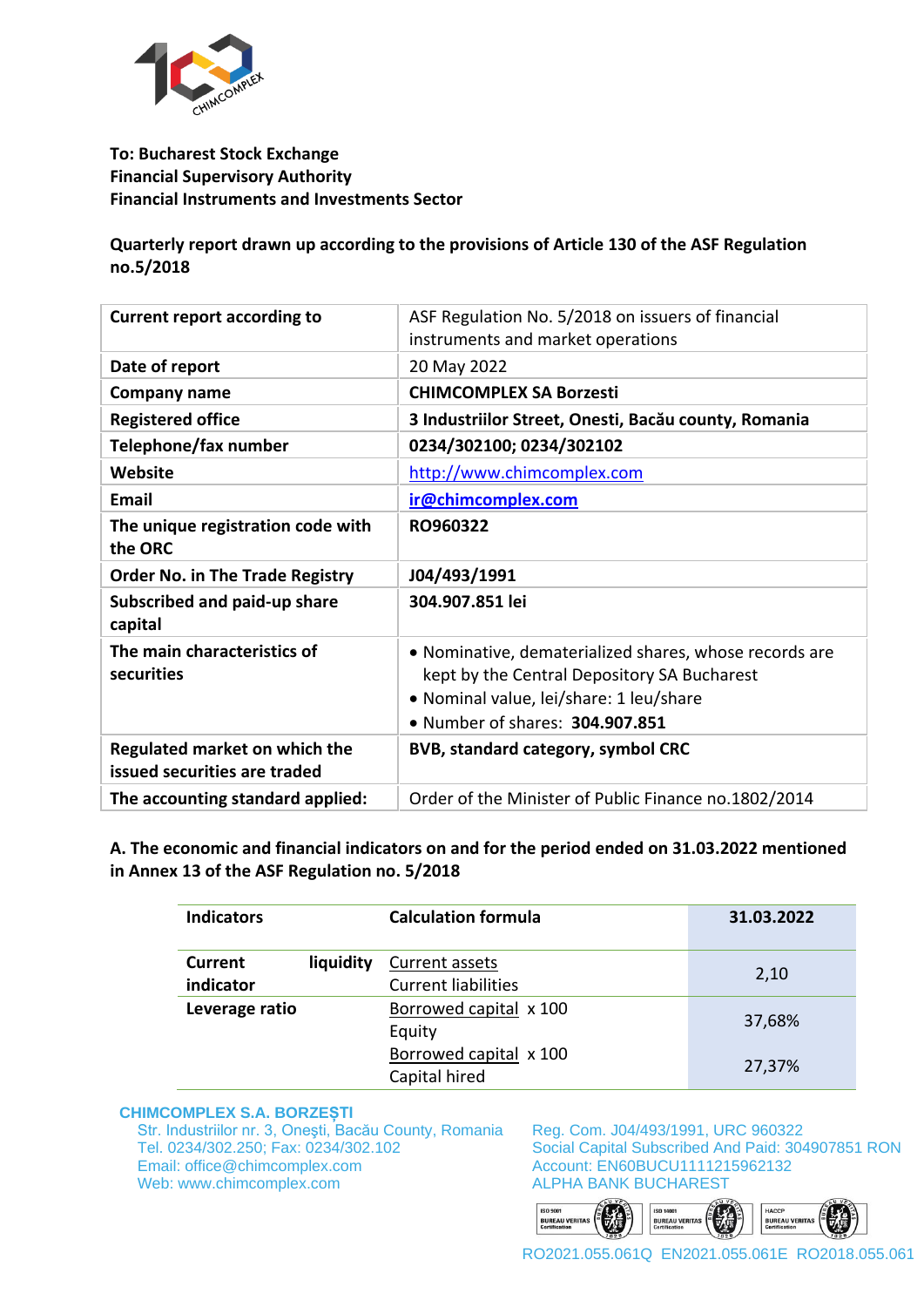**To: Bucharest Stock Exchange**
**Financial Supervisory Authority**
**Financial Instruments and Investments Sector**

**Quarterly report drawn up according to the provisions of Article 130 of the ASF Regulation no.5/2018**

| **Current report according to** | ASF Regulation No. 5/2018 on issuers of financial instruments and market operations |
|---|---|
| **Date of report** | 20 May 2022 |
| **Company name** | **CHIMCOMPLEX SA Borzesti** |
| **Registered office** | **3 Industriilor Street, Onesti, Bacău county, Romania** |
| **Telephone/fax number** | **0234/302100; 0234/302102** |
| **Website** | http://www.chimcomplex.com |
| **Email** | **ir@chimcomplex.com** |
| **The unique registration code with the ORC** | **RO960322** |
| **Order No. in The Trade Registry** | **J04/493/1991** |
| **Subscribed and paid-up share capital** | **304.907.851 lei** |
| **The main characteristics of securities** | • Nominative, dematerialized shares, whose records are kept by the Central Depository SA Bucharest<br>• Nominal value, lei/share: 1 leu/share<br>• Number of shares: **304.907.851** |
| **Regulated market on which the issued securities are traded** | **BVB, standard category, symbol CRC** |
| **The accounting standard applied:** | Order of the Minister of Public Finance no.1802/2014 |

**A. The economic and financial indicators on and for the period ended on 31.03.2022 mentioned in Annex 13 of the ASF Regulation no. 5/2018**

| **Indicators** | **Calculation formula** | **31.03.2022** |
|---|---|---|
| **Current liquidity indicator** | Current assets / Current liabilities | 2,10 |
| **Leverage ratio** | Borrowed capital / Equity x 100 | 37,68% |
| | Borrowed capital / Capital hired x 100 | 27,37% |

**CHIMCOMPLEX S.A. BORZEȘTI**
Str. Industriilor nr. 3, Onești, Bacău County, Romania
Tel. 0234/302.250; Fax: 0234/302.102
Email: office@chimcomplex.com
Web: www.chimcomplex.com

Reg. Com. J04/493/1991, URC 960322
Social Capital Subscribed And Paid: 304907851 RON
Account: EN60BUCU1111215962132
ALPHA BANK BUCHAREST

RO2021.055.061Q EN2021.055.061E RO2018.055.061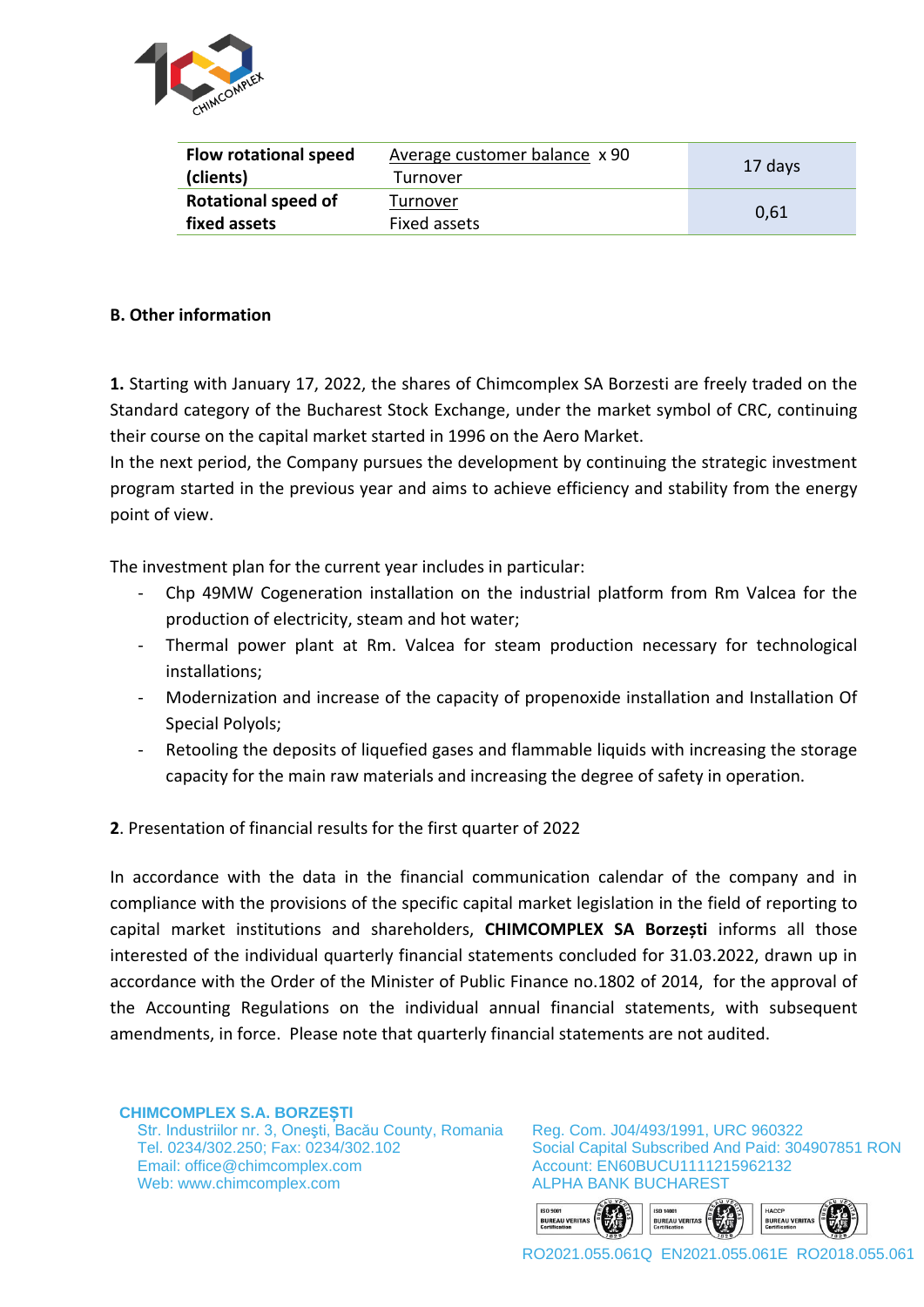| Flow rotational speed (clients) | Average customer balance x 90 / Turnover | 17 days |
|---|---|---|
| Rotational speed of fixed assets | Turnover / Fixed assets | 0,61 |

**B. Other information**

**1.** Starting with January 17, 2022, the shares of Chimcomplex SA Borzesti are freely traded on the Standard category of the Bucharest Stock Exchange, under the market symbol of CRC, continuing their course on the capital market started in 1996 on the Aero Market.

In the next period, the Company pursues the development by continuing the strategic investment program started in the previous year and aims to achieve efficiency and stability from the energy point of view.

The investment plan for the current year includes in particular:

- Chp 49MW Cogeneration installation on the industrial platform from Rm Valcea for the production of electricity, steam and hot water;
- Thermal power plant at Rm. Valcea for steam production necessary for technological installations;
- Modernization and increase of the capacity of propenoxide installation and Installation Of Special Polyols;
- Retooling the deposits of liquefied gases and flammable liquids with increasing the storage capacity for the main raw materials and increasing the degree of safety in operation.

**2**. Presentation of financial results for the first quarter of 2022

In accordance with the data in the financial communication calendar of the company and in compliance with the provisions of the specific capital market legislation in the field of reporting to capital market institutions and shareholders, **CHIMCOMPLEX SA Borzești** informs all those interested of the individual quarterly financial statements concluded for 31.03.2022, drawn up in accordance with the Order of the Minister of Public Finance no.1802 of 2014, for the approval of the Accounting Regulations on the individual annual financial statements, with subsequent amendments, in force. Please note that quarterly financial statements are not audited.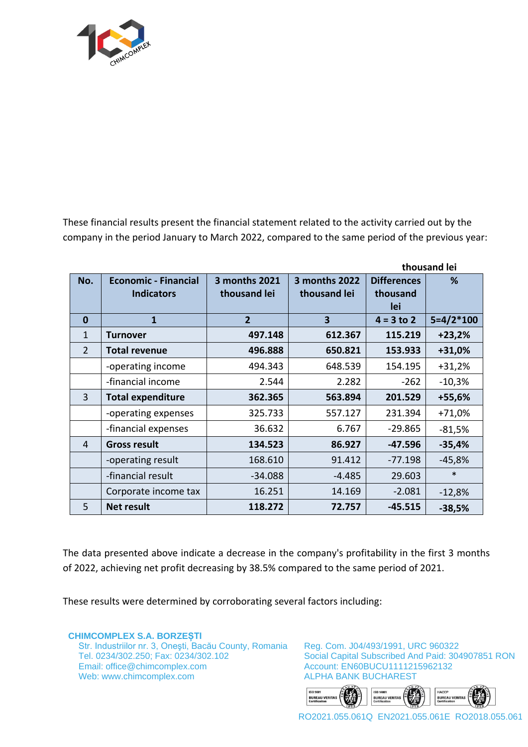These financial results present the financial statement related to the activity carried out by the company in the period January to March 2022, compared to the same period of the previous year:

thousand lei

| No. | Economic - Financial Indicators | 3 months 2021 thousand lei | 3 months 2022 thousand lei | Differences thousand lei | % |
|---|---|---|---|---|---|
| 0 | 1 | 2 | 3 | 4 = 3 to 2 | 5=4/2*100 |
| 1 | **Turnover** | **497.148** | **612.367** | **115.219** | **+23,2%** |
| 2 | **Total revenue** | **496.888** | **650.821** | **153.933** | **+31,0%** |
| | -operating income | 494.343 | 648.539 | 154.195 | +31,2% |
| | -financial income | 2.544 | 2.282 | -262 | -10,3% |
| 3 | **Total expenditure** | **362.365** | **563.894** | **201.529** | **+55,6%** |
| | -operating expenses | 325.733 | 557.127 | 231.394 | +71,0% |
| | -financial expenses | 36.632 | 6.767 | -29.865 | -81,5% |
| 4 | **Gross result** | **134.523** | **86.927** | **-47.596** | **-35,4%** |
| | -operating result | 168.610 | 91.412 | -77.198 | -45,8% |
| | -financial result | -34.088 | -4.485 | 29.603 | * |
| | Corporate income tax | 16.251 | 14.169 | -2.081 | -12,8% |
| 5 | **Net result** | **118.272** | **72.757** | **-45.515** | **-38,5%** |

The data presented above indicate a decrease in the company's profitability in the first 3 months of 2022, achieving net profit decreasing by 38.5% compared to the same period of 2021.

These results were determined by corroborating several factors including: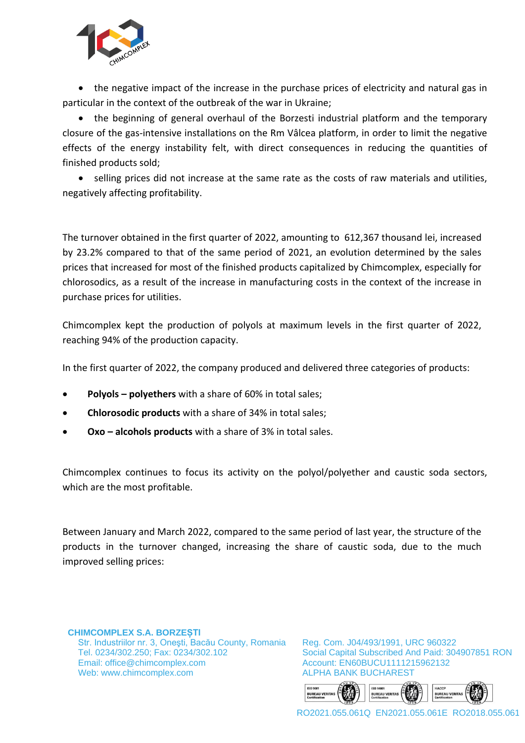- the negative impact of the increase in the purchase prices of electricity and natural gas in particular in the context of the outbreak of the war in Ukraine;
- the beginning of general overhaul of the Borzesti industrial platform and the temporary closure of the gas-intensive installations on the Rm Vâlcea platform, in order to limit the negative effects of the energy instability felt, with direct consequences in reducing the quantities of finished products sold;
- selling prices did not increase at the same rate as the costs of raw materials and utilities, negatively affecting profitability.

The turnover obtained in the first quarter of 2022, amounting to 612,367 thousand lei, increased by 23.2% compared to that of the same period of 2021, an evolution determined by the sales prices that increased for most of the finished products capitalized by Chimcomplex, especially for chlorosodics, as a result of the increase in manufacturing costs in the context of the increase in purchase prices for utilities.

Chimcomplex kept the production of polyols at maximum levels in the first quarter of 2022, reaching 94% of the production capacity.

In the first quarter of 2022, the company produced and delivered three categories of products:

- **Polyols – polyethers** with a share of 60% in total sales;
- **Chlorosodic products** with a share of 34% in total sales;
- **Oxo – alcohols products** with a share of 3% in total sales.

Chimcomplex continues to focus its activity on the polyol/polyether and caustic soda sectors, which are the most profitable.

Between January and March 2022, compared to the same period of last year, the structure of the products in the turnover changed, increasing the share of caustic soda, due to the much improved selling prices: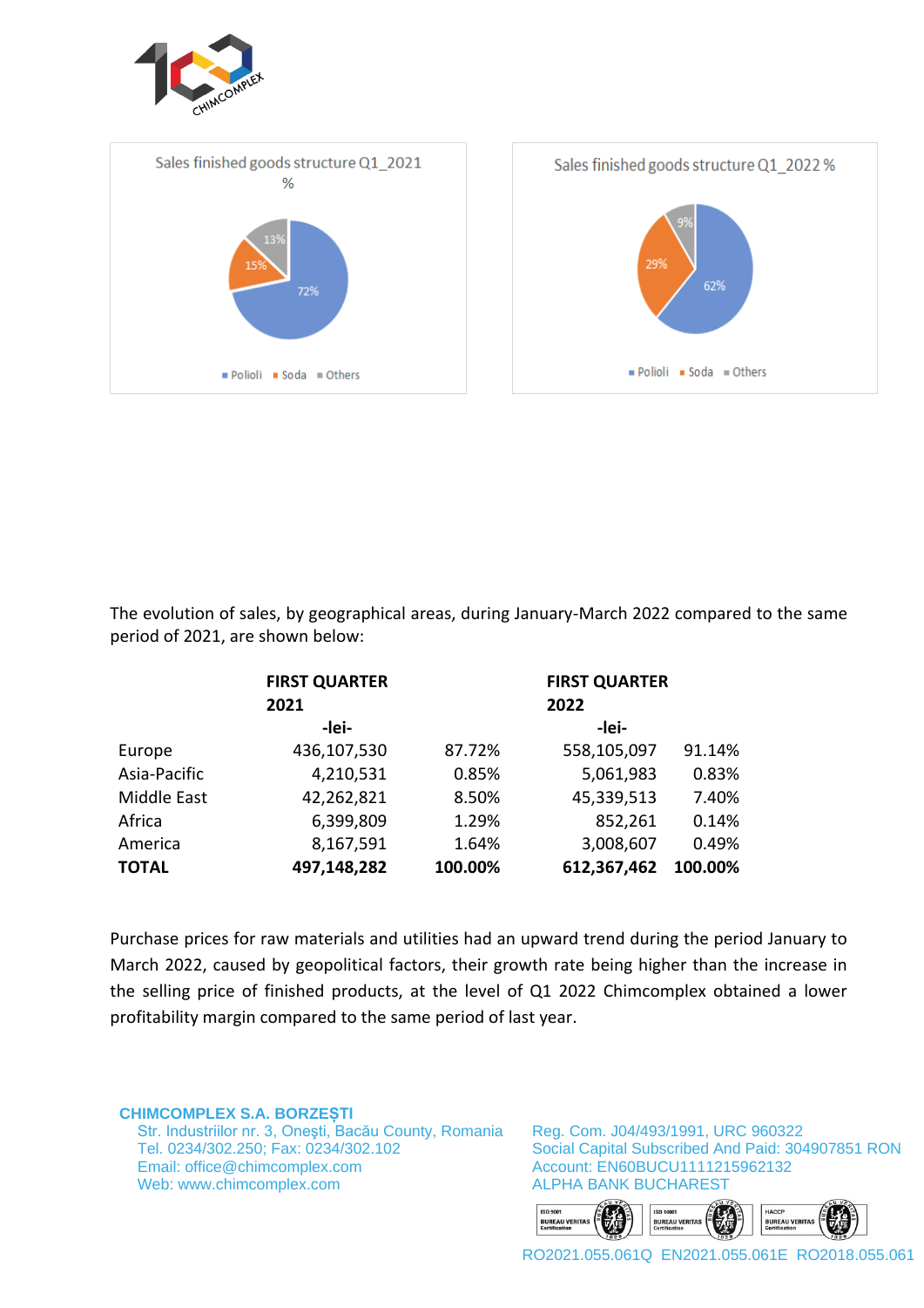Sales finished goods structure Q1_2021 %

- Polioli: 72%
- Soda: 15%
- Others: 13%

Sales finished goods structure Q1_2022 %

- Polioli: 62%
- Soda: 29%
- Others: 9%

The evolution of sales, by geographical areas, during January-March 2022 compared to the same period of 2021, are shown below:

| | FIRST QUARTER 2021 -lei- | | FIRST QUARTER 2022 -lei- | |
|---|---|---|---|---|
| Europe | 436,107,530 | 87.72% | 558,105,097 | 91.14% |
| Asia-Pacific | 4,210,531 | 0.85% | 5,061,983 | 0.83% |
| Middle East | 42,262,821 | 8.50% | 45,339,513 | 7.40% |
| Africa | 6,399,809 | 1.29% | 852,261 | 0.14% |
| America | 8,167,591 | 1.64% | 3,008,607 | 0.49% |
| **TOTAL** | **497,148,282** | **100.00%** | **612,367,462** | **100.00%** |

Purchase prices for raw materials and utilities had an upward trend during the period January to March 2022, caused by geopolitical factors, their growth rate being higher than the increase in the selling price of finished products, at the level of Q1 2022 Chimcomplex obtained a lower profitability margin compared to the same period of last year.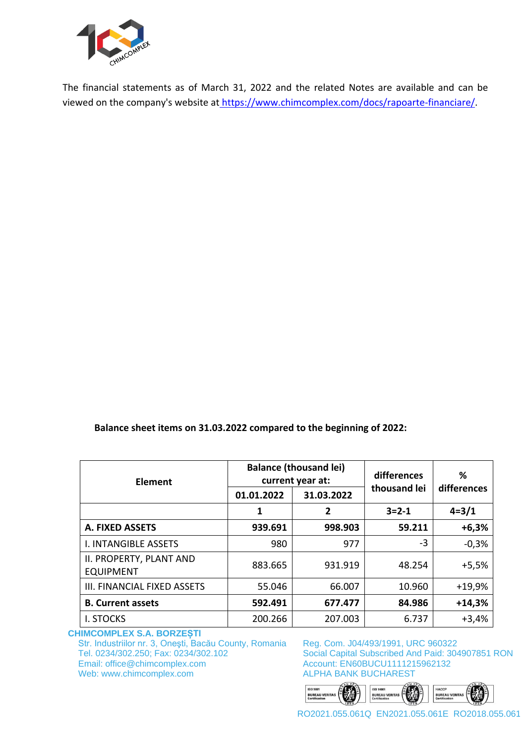The financial statements as of March 31, 2022 and the related Notes are available and can be viewed on the company's website at [https://www.chimcomplex.com/docs/rapoarte-financiare/](https://www.chimcomplex.com/docs/rapoarte-financiare/).

**Balance sheet items on 31.03.2022 compared to the beginning of 2022:**

| Element | Balance (thousand lei) current year at: | | differences thousand lei | % differences |
|---|---|---|---|---|
| | 01.01.2022 | 31.03.2022 | | |
| | 1 | 2 | 3=2-1 | 4=3/1 |
| **A. FIXED ASSETS** | **939.691** | **998.903** | **59.211** | **+6,3%** |
| I. INTANGIBLE ASSETS | 980 | 977 | -3 | -0,3% |
| II. PROPERTY, PLANT AND EQUIPMENT | 883.665 | 931.919 | 48.254 | +5,5% |
| III. FINANCIAL FIXED ASSETS | 55.046 | 66.007 | 10.960 | +19,9% |
| **B. Current assets** | **592.491** | **677.477** | **84.986** | **+14,3%** |
| I. STOCKS | 200.266 | 207.003 | 6.737 | +3,4% |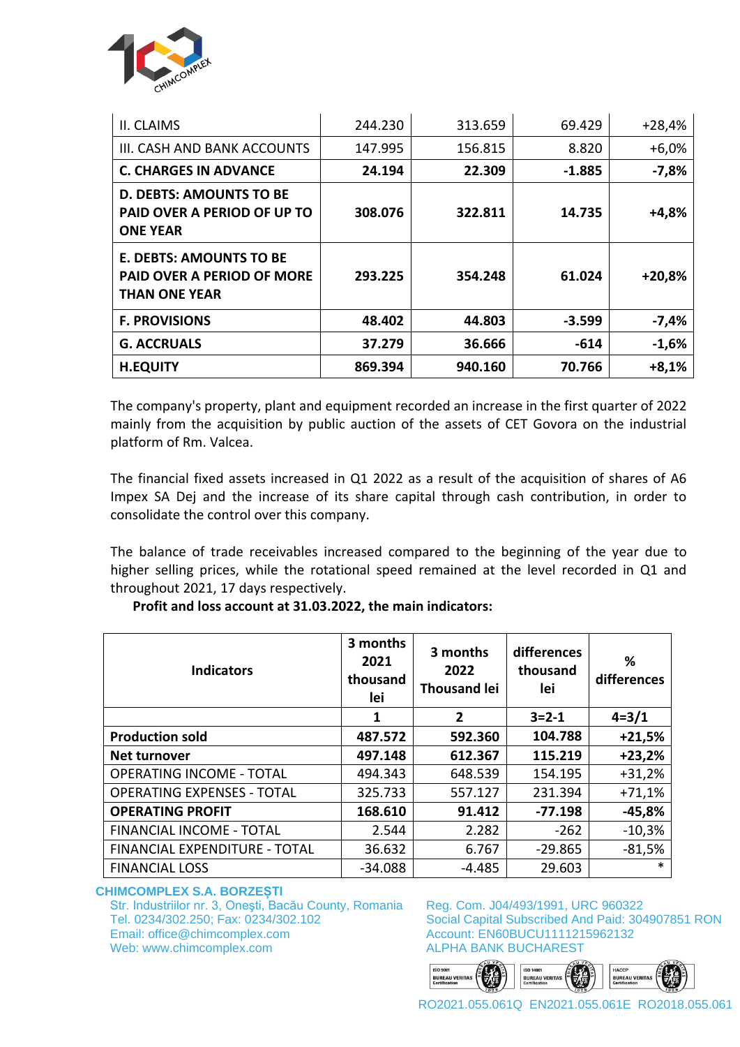| | | | | |
|---|---|---|---|---|
| II. CLAIMS | 244.230 | 313.659 | 69.429 | +28,4% |
| III. CASH AND BANK ACCOUNTS | 147.995 | 156.815 | 8.820 | +6,0% |
| **C. CHARGES IN ADVANCE** | **24.194** | **22.309** | **-1.885** | **-7,8%** |
| **D. DEBTS: AMOUNTS TO BE PAID OVER A PERIOD OF UP TO ONE YEAR** | **308.076** | **322.811** | **14.735** | **+4,8%** |
| **E. DEBTS: AMOUNTS TO BE PAID OVER A PERIOD OF MORE THAN ONE YEAR** | **293.225** | **354.248** | **61.024** | **+20,8%** |
| **F. PROVISIONS** | **48.402** | **44.803** | **-3.599** | **-7,4%** |
| **G. ACCRUALS** | **37.279** | **36.666** | **-614** | **-1,6%** |
| **H.EQUITY** | **869.394** | **940.160** | **70.766** | **+8,1%** |

The company's property, plant and equipment recorded an increase in the first quarter of 2022 mainly from the acquisition by public auction of the assets of CET Govora on the industrial platform of Rm. Valcea.

The financial fixed assets increased in Q1 2022 as a result of the acquisition of shares of A6 Impex SA Dej and the increase of its share capital through cash contribution, in order to consolidate the control over this company.

The balance of trade receivables increased compared to the beginning of the year due to higher selling prices, while the rotational speed remained at the level recorded in Q1 and throughout 2021, 17 days respectively.

**Profit and loss account at 31.03.2022, the main indicators:**

| Indicators | 3 months 2021 thousand lei | 3 months 2022 Thousand lei | differences thousand lei | % differences |
|---|---|---|---|---|
| | 1 | 2 | 3=2-1 | 4=3/1 |
| **Production sold** | **487.572** | **592.360** | **104.788** | **+21,5%** |
| **Net turnover** | **497.148** | **612.367** | **115.219** | **+23,2%** |
| OPERATING INCOME - TOTAL | 494.343 | 648.539 | 154.195 | +31,2% |
| OPERATING EXPENSES - TOTAL | 325.733 | 557.127 | 231.394 | +71,1% |
| **OPERATING PROFIT** | **168.610** | **91.412** | **-77.198** | **-45,8%** |
| FINANCIAL INCOME - TOTAL | 2.544 | 2.282 | -262 | -10,3% |
| FINANCIAL EXPENDITURE - TOTAL | 36.632 | 6.767 | -29.865 | -81,5% |
| FINANCIAL LOSS | -34.088 | -4.485 | 29.603 | * |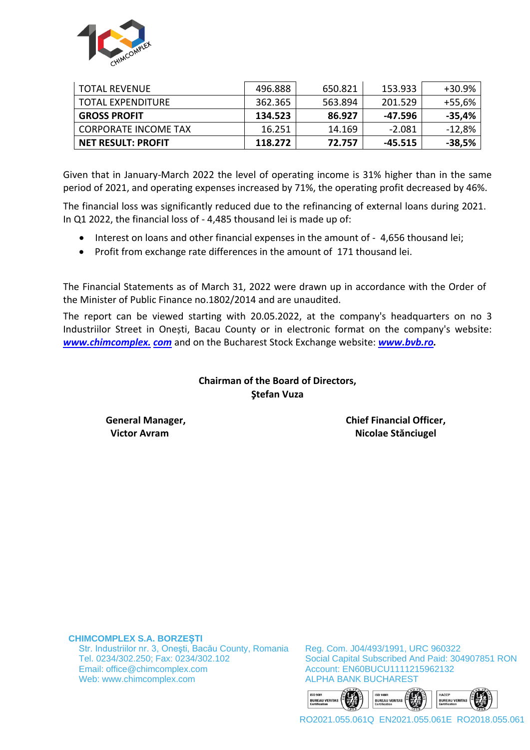| | | | | |
|---|---|---|---|---|
| TOTAL REVENUE | 496.888 | 650.821 | 153.933 | +30.9% |
| TOTAL EXPENDITURE | 362.365 | 563.894 | 201.529 | +55,6% |
| **GROSS PROFIT** | **134.523** | **86.927** | **-47.596** | **-35,4%** |
| CORPORATE INCOME TAX | 16.251 | 14.169 | -2.081 | -12,8% |
| **NET RESULT: PROFIT** | **118.272** | **72.757** | **-45.515** | **-38,5%** |

Given that in January-March 2022 the level of operating income is 31% higher than in the same period of 2021, and operating expenses increased by 71%, the operating profit decreased by 46%.

The financial loss was significantly reduced due to the refinancing of external loans during 2021. In Q1 2022, the financial loss of - 4,485 thousand lei is made up of:

- Interest on loans and other financial expenses in the amount of - 4,656 thousand lei;
- Profit from exchange rate differences in the amount of 171 thousand lei.

The Financial Statements as of March 31, 2022 were drawn up in accordance with the Order of the Minister of Public Finance no.1802/2014 and are unaudited.

The report can be viewed starting with 20.05.2022, at the company's headquarters on no 3 Industriilor Street in Onești, Bacau County or in electronic format on the company's website: ***www.chimcomplex. com*** and on the Bucharest Stock Exchange website: ***www.bvb.ro***.

**Chairman of the Board of Directors,**
**Ştefan Vuza**

**General Manager,**
**Victor Avram**

**Chief Financial Officer,**
**Nicolae Stănciugel**

**CHIMCOMPLEX S.A. BORZEȘTI**
Str. Industriilor nr. 3, Oneşti, Bacău County, Romania
Tel. 0234/302.250; Fax: 0234/302.102
Email: office@chimcomplex.com
Web: www.chimcomplex.com

Reg. Com. J04/493/1991, URC 960322
Social Capital Subscribed And Paid: 304907851 RON
Account: EN60BUCU1111215962132
ALPHA BANK BUCHAREST

RO2021.055.061Q EN2021.055.061E RO2018.055.061